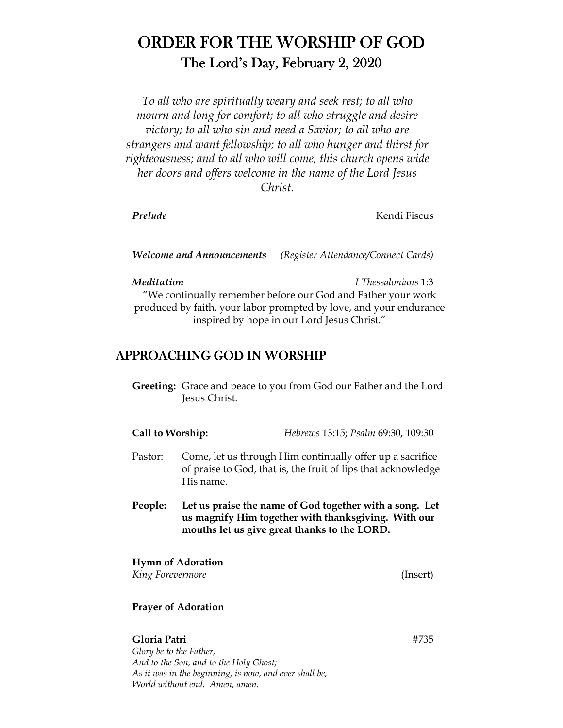# ORDER FOR THE WORSHIP OF GOD

## The Lord's Day, February 2, 2020

*To all who are spiritually weary and seek rest; to all who mourn and long for comfort; to all who struggle and desire victory; to all who sin and need a Savior; to all who are strangers and want fellowship; to all who hunger and thirst for righteousness; and to all who will come, this church opens wide her doors and offers welcome in the name of the Lord Jesus Christ.*

***Prelude*** Kendi Fiscus

***Welcome and Announcements*** *(Register Attendance/Connect Cards)*

***Meditation*** *I Thessalonians* 1:3

"We continually remember before our God and Father your work produced by faith, your labor prompted by love, and your endurance inspired by hope in our Lord Jesus Christ."

## APPROACHING GOD IN WORSHIP

**Greeting:** Grace and peace to you from God our Father and the Lord Jesus Christ.

**Call to Worship:** *Hebrews* 13:15; *Psalm* 69:30, 109:30

Pastor: Come, let us through Him continually offer up a sacrifice of praise to God, that is, the fruit of lips that acknowledge His name.

**People: Let us praise the name of God together with a song. Let us magnify Him together with thanksgiving. With our mouths let us give great thanks to the LORD.**

**Hymn of Adoration**
*King Forevermore* (Insert)

**Prayer of Adoration**

**Gloria Patri** #735

*Glory be to the Father,*
*And to the Son, and to the Holy Ghost;*
*As it was in the beginning, is now, and ever shall be,*
*World without end. Amen, amen.*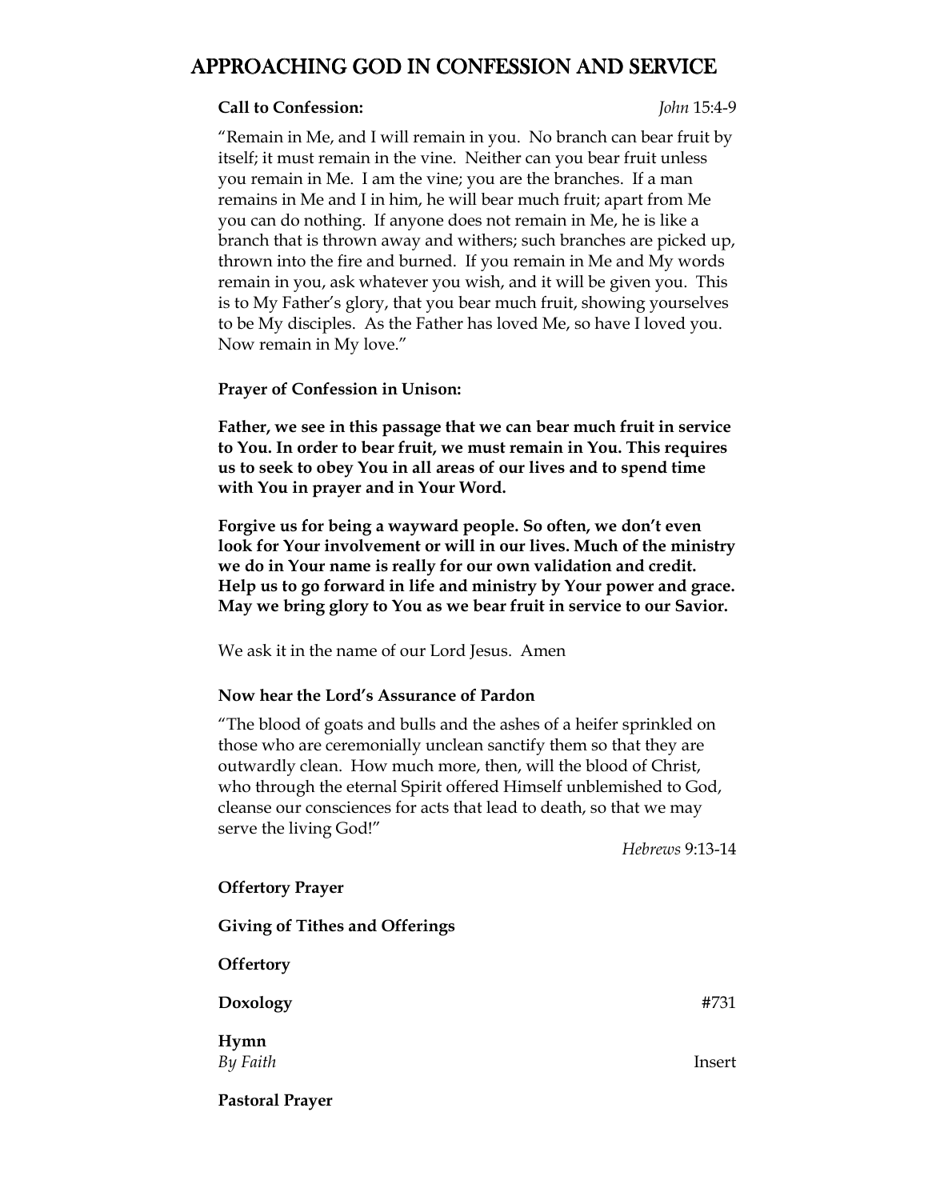# APPROACHING GOD IN CONFESSION AND SERVICE

**Call to Confession:** *John* 15:4-9

"Remain in Me, and I will remain in you. No branch can bear fruit by itself; it must remain in the vine. Neither can you bear fruit unless you remain in Me. I am the vine; you are the branches. If a man remains in Me and I in him, he will bear much fruit; apart from Me you can do nothing. If anyone does not remain in Me, he is like a branch that is thrown away and withers; such branches are picked up, thrown into the fire and burned. If you remain in Me and My words remain in you, ask whatever you wish, and it will be given you. This is to My Father's glory, that you bear much fruit, showing yourselves to be My disciples. As the Father has loved Me, so have I loved you. Now remain in My love."

**Prayer of Confession in Unison:**

**Father, we see in this passage that we can bear much fruit in service to You. In order to bear fruit, we must remain in You. This requires us to seek to obey You in all areas of our lives and to spend time with You in prayer and in Your Word.**

**Forgive us for being a wayward people. So often, we don't even look for Your involvement or will in our lives. Much of the ministry we do in Your name is really for our own validation and credit. Help us to go forward in life and ministry by Your power and grace. May we bring glory to You as we bear fruit in service to our Savior.**

We ask it in the name of our Lord Jesus. Amen

**Now hear the Lord's Assurance of Pardon**

"The blood of goats and bulls and the ashes of a heifer sprinkled on those who are ceremonially unclean sanctify them so that they are outwardly clean. How much more, then, will the blood of Christ, who through the eternal Spirit offered Himself unblemished to God, cleanse our consciences for acts that lead to death, so that we may serve the living God!"

*Hebrews* 9:13-14

**Offertory Prayer**

**Giving of Tithes and Offerings**

**Offertory**

**Doxology** #731

**Hymn**
*By Faith* Insert

**Pastoral Prayer**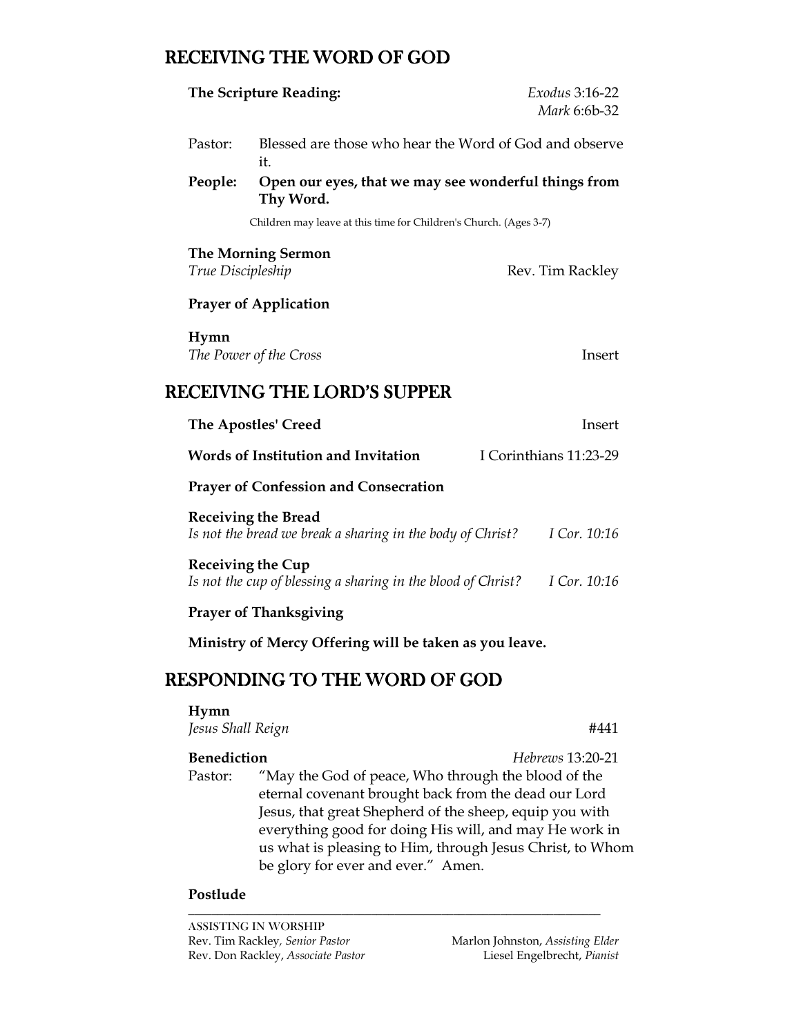## RECEIVING THE WORD OF GOD

**The Scripture Reading:** *Exodus* 3:16-22
*Mark* 6:6b-32

Pastor: Blessed are those who hear the Word of God and observe it.

**People: Open our eyes, that we may see wonderful things from Thy Word.**

Children may leave at this time for Children's Church. (Ages 3-7)

**The Morning Sermon**
*True Discipleship* Rev. Tim Rackley

**Prayer of Application**

**Hymn**
*The Power of the Cross* Insert

## RECEIVING THE LORD'S SUPPER

**The Apostles' Creed** Insert

**Words of Institution and Invitation** I Corinthians 11:23-29

**Prayer of Confession and Consecration**

**Receiving the Bread**
*Is not the bread we break a sharing in the body of Christ?* *I Cor. 10:16*

**Receiving the Cup**
*Is not the cup of blessing a sharing in the blood of Christ?* *I Cor. 10:16*

**Prayer of Thanksgiving**

**Ministry of Mercy Offering will be taken as you leave.**

## RESPONDING TO THE WORD OF GOD

**Hymn**
*Jesus Shall Reign* #441

**Benediction** *Hebrews* 13:20-21

Pastor: "May the God of peace, Who through the blood of the eternal covenant brought back from the dead our Lord Jesus, that great Shepherd of the sheep, equip you with everything good for doing His will, and may He work in us what is pleasing to Him, through Jesus Christ, to Whom be glory for ever and ever." Amen.

**Postlude**

---

ASSISTING IN WORSHIP

Rev. Tim Rackley, *Senior Pastor*
Rev. Don Rackley, *Associate Pastor*
Marlon Johnston, *Assisting Elder*
Liesel Engelbrecht, *Pianist*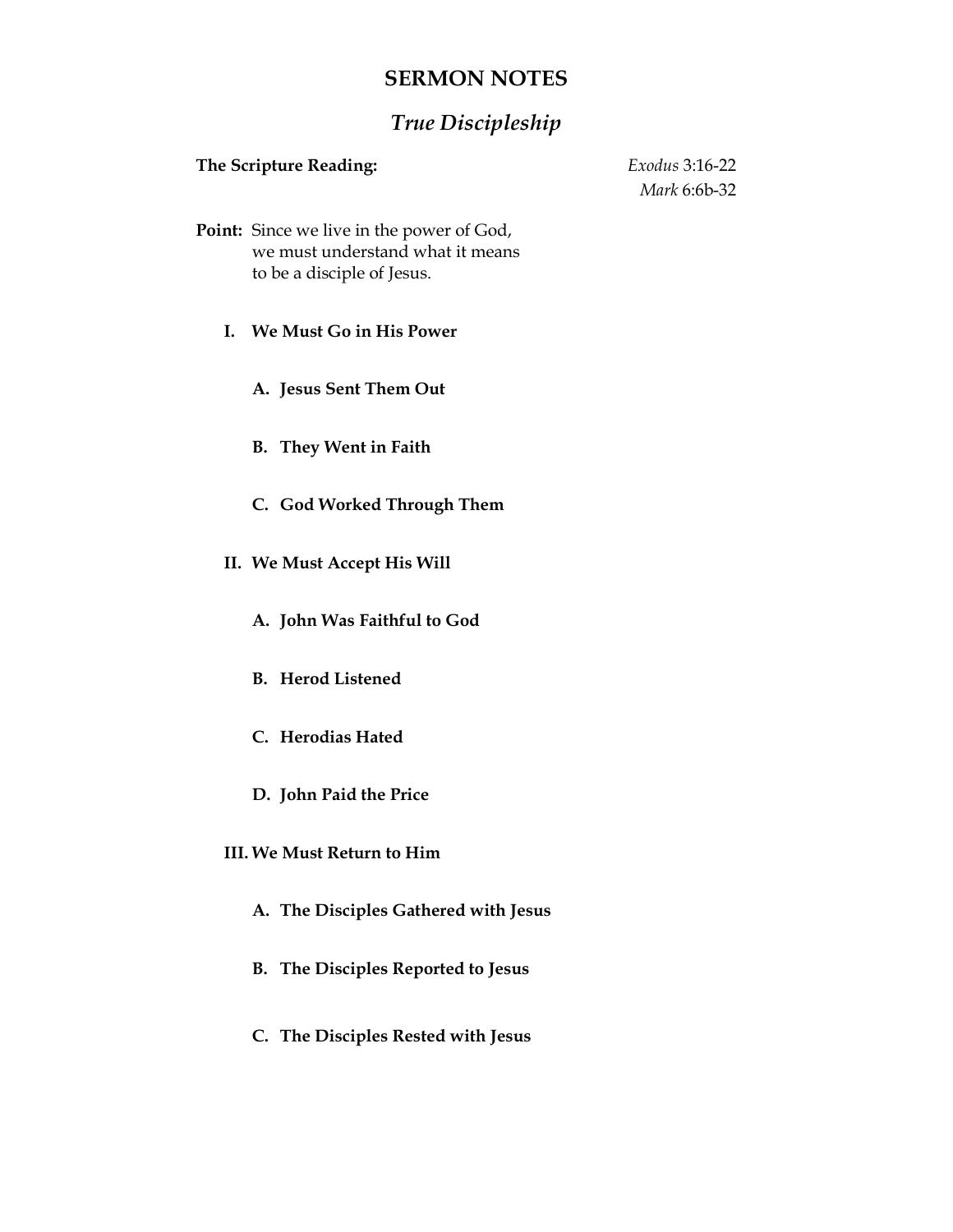# SERMON NOTES

## *True Discipleship*

**The Scripture Reading:** *Exodus* 3:16-22
*Mark* 6:6b-32

**Point:** Since we live in the power of God, we must understand what it means to be a disciple of Jesus.

**I. We Must Go in His Power**

**A. Jesus Sent Them Out**

**B. They Went in Faith**

**C. God Worked Through Them**

**II. We Must Accept His Will**

**A. John Was Faithful to God**

**B. Herod Listened**

**C. Herodias Hated**

**D. John Paid the Price**

**III. We Must Return to Him**

**A. The Disciples Gathered with Jesus**

**B. The Disciples Reported to Jesus**

**C. The Disciples Rested with Jesus**